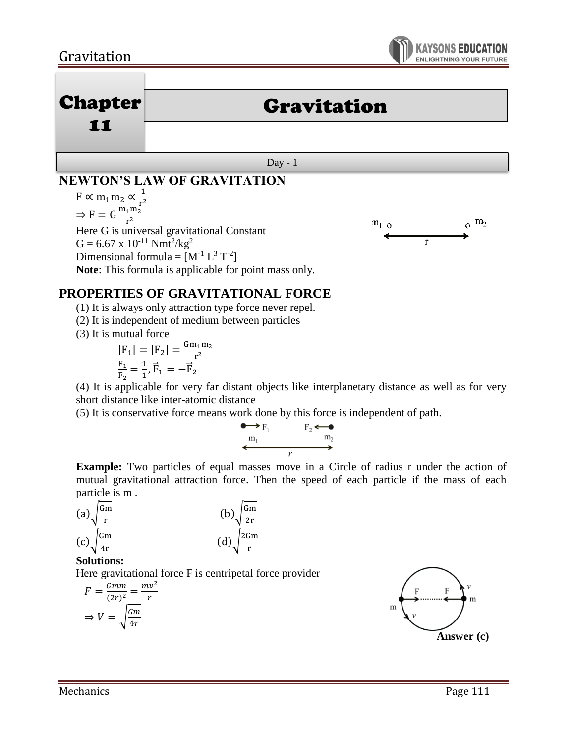# Chapter 11

# Gravitation

Day - 1

## NEWTON'S LAW OF GRAVITATION

$F \propto m_1 m_2 \propto \frac{1}{r^2}$

$\Rightarrow F = G\frac{m_1 m_2}{r^2}$

Here G is universal gravitational Constant

G = 6.67 x $10^{-11}$ $Nmt^2/kg^2$

Dimensional formula = $[M^{-1} L^3 T^{-2}]$

**Note**: This formula is applicable for point mass only.

## PROPERTIES OF GRAVITATIONAL FORCE

(1) It is always only attraction type force never repel.

(2) It is independent of medium between particles

(3) It is mutual force

$$|F_1| = |F_2| = \frac{Gm_1 m_2}{r^2}$$

$$\frac{F_1}{F_2} = \frac{1}{1}, \vec{F}_1 = -\vec{F}_2$$

(4) It is applicable for very far distant objects like interplanetary distance as well as for very short distance like inter-atomic distance

(5) It is conservative force means work done by this force is independent of path.

**Example:** Two particles of equal masses move in a Circle of radius r under the action of mutual gravitational attraction force. Then the speed of each particle if the mass of each particle is m .

(a) $\sqrt{\frac{Gm}{r}}$ (b) $\sqrt{\frac{Gm}{2r}}$

(c) $\sqrt{\frac{Gm}{4r}}$ (d) $\sqrt{\frac{2Gm}{r}}$

**Solutions:**

Here gravitational force F is centripetal force provider

$F = \frac{Gmm}{(2r)^2} = \frac{mv^2}{r}$

$\Rightarrow V = \sqrt{\frac{Gm}{4r}}$

**Answer (c)**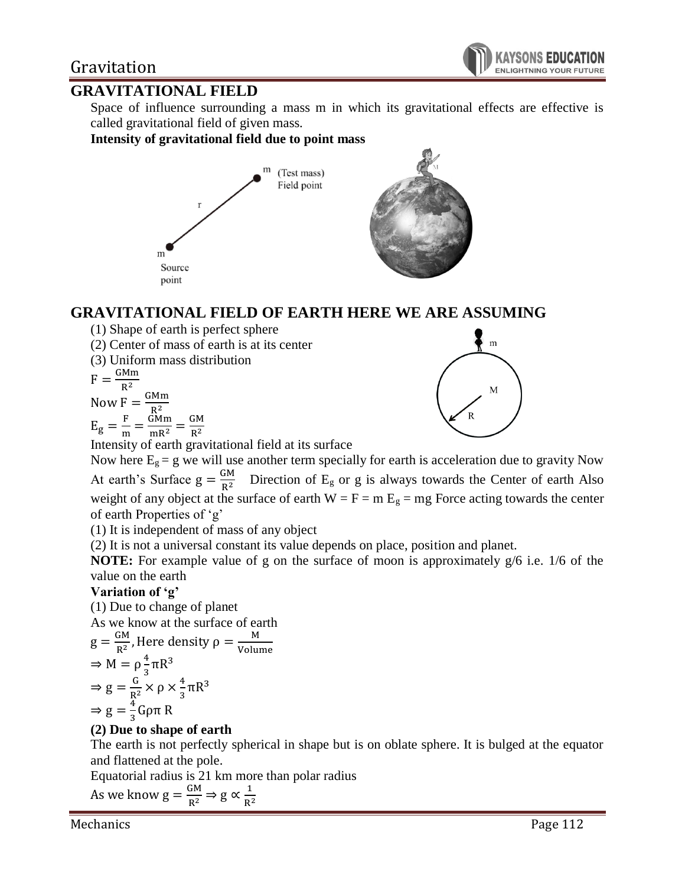## GRAVITATIONAL FIELD

Space of influence surrounding a mass m in which its gravitational effects are effective is called gravitational field of given mass.

**Intensity of gravitational field due to point mass**

m (Test mass) Field point

r

m Source point

## GRAVITATIONAL FIELD OF EARTH HERE WE ARE ASSUMING

(1) Shape of earth is perfect sphere

(2) Center of mass of earth is at its center

(3) Uniform mass distribution

$F = \frac{GMm}{R^2}$

Now $F = \frac{GMm}{R^2}$

$E_g = \frac{F}{m} = \frac{GMm}{mR^2} = \frac{GM}{R^2}$

Intensity of earth gravitational field at its surface

Now here $E_g = g$ we will use another term specially for earth is acceleration due to gravity Now At earth's Surface $g = \frac{GM}{R^2}$ Direction of $E_g$ or g is always towards the Center of earth Also weight of any object at the surface of earth $W = F = m\,E_g = mg$ Force acting towards the center of earth Properties of 'g'

(1) It is independent of mass of any object

(2) It is not a universal constant its value depends on place, position and planet.

**NOTE:** For example value of g on the surface of moon is approximately g/6 i.e. 1/6 of the value on the earth

**Variation of 'g'**

(1) Due to change of planet

As we know at the surface of earth

$g = \frac{GM}{R^2}$, Here density $\rho = \frac{M}{\text{Volume}}$

$\Rightarrow M = \rho \frac{4}{3}\pi R^3$

$\Rightarrow g = \frac{G}{R^2} \times \rho \times \frac{4}{3}\pi R^3$

$\Rightarrow g = \frac{4}{3} G\rho\pi\, R$

**(2) Due to shape of earth**

The earth is not perfectly spherical in shape but is on oblate sphere. It is bulged at the equator and flattened at the pole.

Equatorial radius is 21 km more than polar radius

As we know $g = \frac{GM}{R^2} \Rightarrow g \propto \frac{1}{R^2}$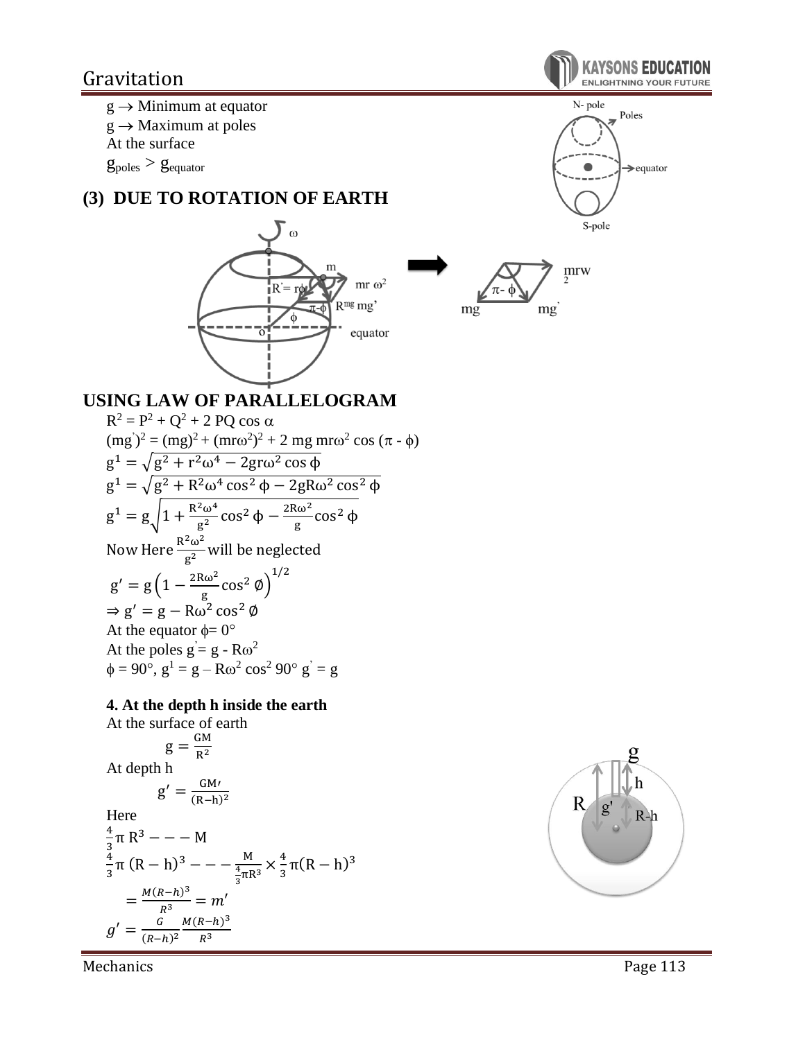$g \rightarrow$ Minimum at equator

$g \rightarrow$ Maximum at poles

At the surface

$g_{poles} > g_{equator}$

## (3) DUE TO ROTATION OF EARTH

## USING LAW OF PARALLELOGRAM

$R^2 = P^2 + Q^2 + 2\,PQ \cos \alpha$

$(mg')^2 = (mg)^2 + (mr\omega^2)^2 + 2\,mg\,mr\omega^2 \cos(\pi - \phi)$

$g^1 = \sqrt{g^2 + r^2\omega^4 - 2gr\omega^2 \cos \phi}$

$g^1 = \sqrt{g^2 + R^2\omega^4 \cos^2 \phi - 2gR\omega^2 \cos^2 \phi}$

$g^1 = g\sqrt{1 + \frac{R^2\omega^4}{g^2}\cos^2 \phi - \frac{2R\omega^2}{g}\cos^2 \phi}$

Now Here $\frac{R^2\omega^2}{g^2}$ will be neglected

$g' = g\left(1 - \frac{2R\omega^2}{g}\cos^2 \emptyset\right)^{1/2}$

$\Rightarrow g' = g - R\omega^2 \cos^2 \emptyset$

At the equator $\phi = 0°$

At the poles $g' = g - R\omega^2$

$\phi = 90°$, $g^1 = g - R\omega^2 \cos^2 90°$ $g' = g$

### 4. At the depth h inside the earth

At the surface of earth

$$g = \frac{GM}{R^2}$$

At depth h

$$g' = \frac{GM'}{(R-h)^2}$$

Here

$\frac{4}{3}\pi R^3 - - - M$

$\frac{4}{3}\pi (R-h)^3 - - - \frac{M}{\frac{4}{3}\pi R^3} \times \frac{4}{3}\pi (R-h)^3$

$= \frac{M(R-h)^3}{R^3} = m'$

$g' = \frac{G}{(R-h)^2}\frac{M(R-h)^3}{R^3}$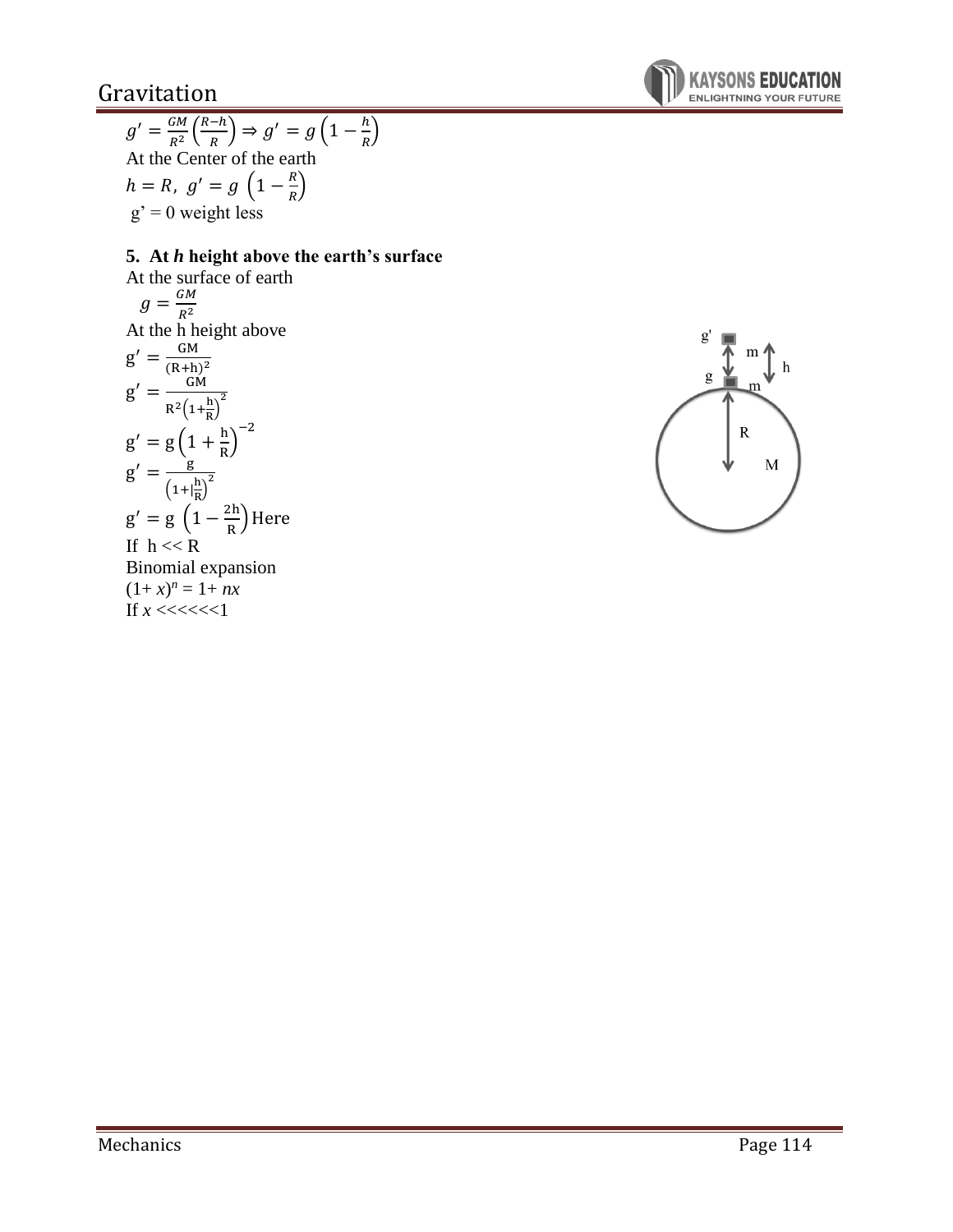$g' = \frac{GM}{R^2}\left(\frac{R-h}{R}\right) \Rightarrow g' = g\left(1 - \frac{h}{R}\right)$

At the Center of the earth

$h = R,\ g' = g\ \left(1 - \frac{R}{R}\right)$

g' = 0 weight less

**5. At *h* height above the earth's surface**

At the surface of earth

$g = \frac{GM}{R^2}$

At the h height above

$g' = \frac{GM}{(R+h)^2}$

$g' = \frac{GM}{R^2\left(1+\frac{h}{R}\right)^2}$

$g' = g\left(1 + \frac{h}{R}\right)^{-2}$

$g' = \frac{g}{\left(1+\frac{h}{R}\right)^2}$

$g' = g\ \left(1 - \frac{2h}{R}\right)$ Here

If h << R

Binomial expansion

$(1+x)^n = 1 + nx$

If $x$ <<<<<<1

g'
m
h
g
m
R
M